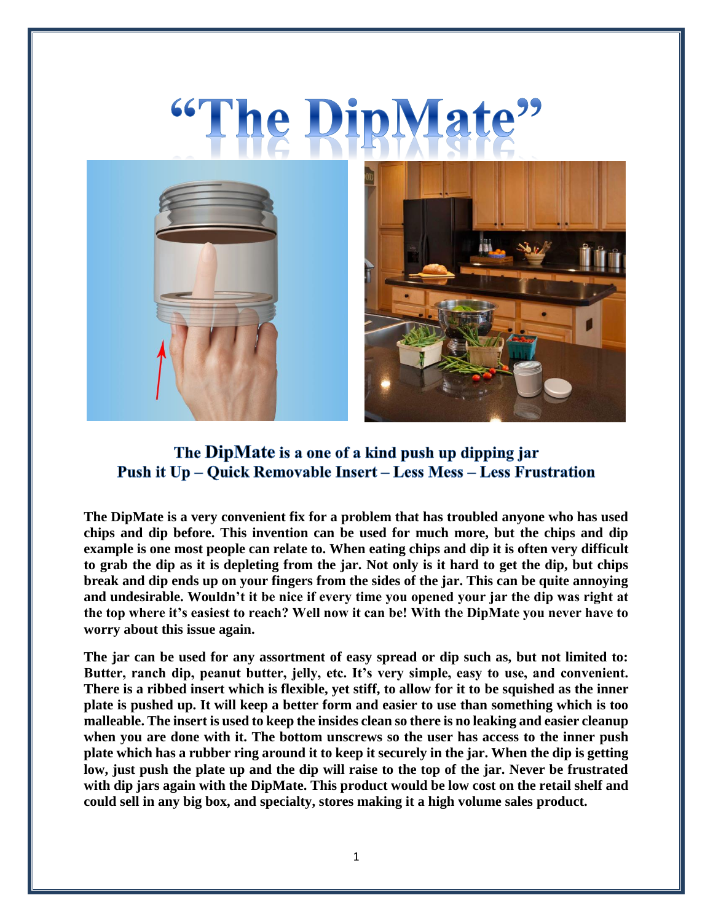# "The DipMate"

## The DipMate is a one of a kind push up dipping jar
## Push it Up – Quick Removable Insert – Less Mess – Less Frustration

**The DipMate is a very convenient fix for a problem that has troubled anyone who has used chips and dip before. This invention can be used for much more, but the chips and dip example is one most people can relate to. When eating chips and dip it is often very difficult to grab the dip as it is depleting from the jar. Not only is it hard to get the dip, but chips break and dip ends up on your fingers from the sides of the jar. This can be quite annoying and undesirable. Wouldn't it be nice if every time you opened your jar the dip was right at the top where it's easiest to reach? Well now it can be! With the DipMate you never have to worry about this issue again.**

**The jar can be used for any assortment of easy spread or dip such as, but not limited to: Butter, ranch dip, peanut butter, jelly, etc. It's very simple, easy to use, and convenient. There is a ribbed insert which is flexible, yet stiff, to allow for it to be squished as the inner plate is pushed up. It will keep a better form and easier to use than something which is too malleable. The insert is used to keep the insides clean so there is no leaking and easier cleanup when you are done with it. The bottom unscrews so the user has access to the inner push plate which has a rubber ring around it to keep it securely in the jar. When the dip is getting low, just push the plate up and the dip will raise to the top of the jar. Never be frustrated with dip jars again with the DipMate. This product would be low cost on the retail shelf and could sell in any big box, and specialty, stores making it a high volume sales product.**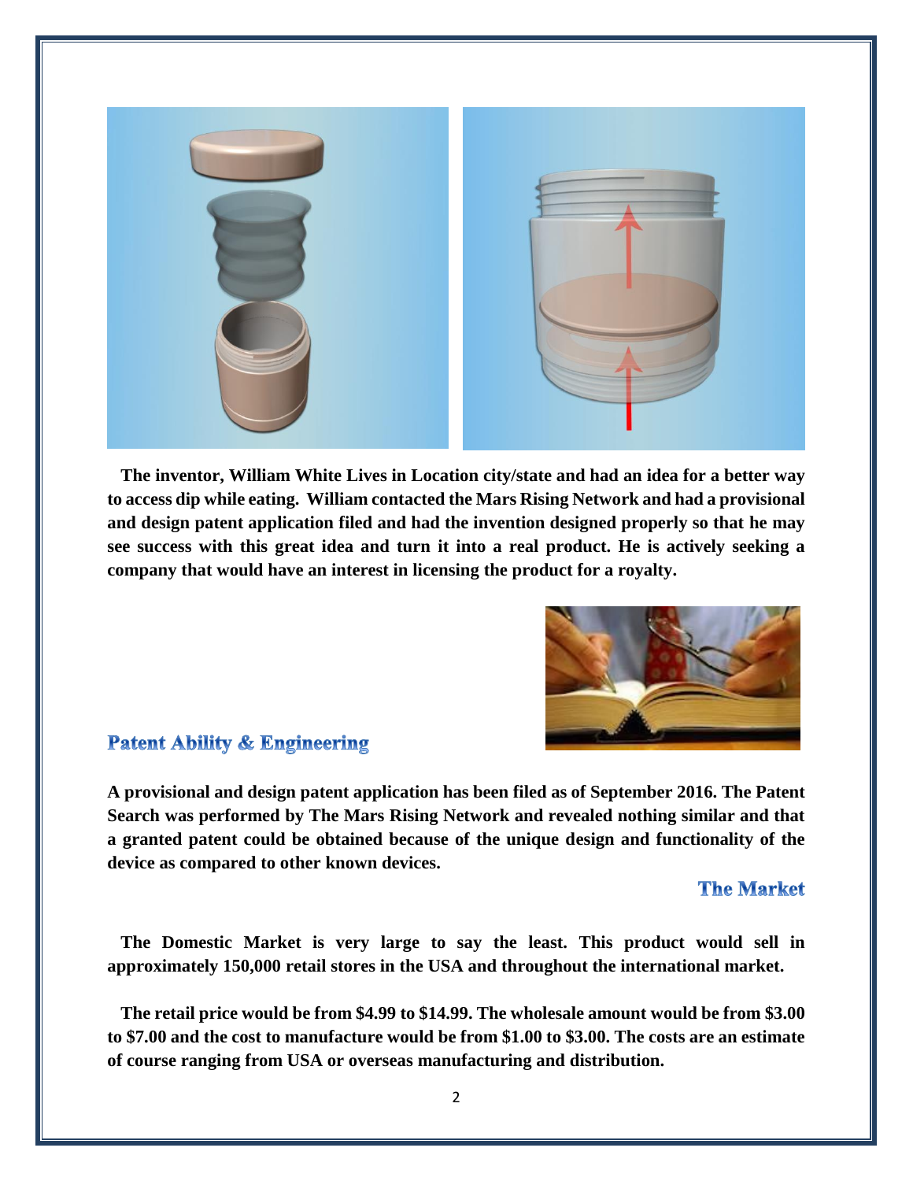The inventor, William White Lives in Location city/state and had an idea for a better way to access dip while eating. William contacted the Mars Rising Network and had a provisional and design patent application filed and had the invention designed properly so that he may see success with this great idea and turn it into a real product. He is actively seeking a company that would have an interest in licensing the product for a royalty.

## Patent Ability & Engineering

A provisional and design patent application has been filed as of September 2016. The Patent Search was performed by The Mars Rising Network and revealed nothing similar and that a granted patent could be obtained because of the unique design and functionality of the device as compared to other known devices.

## The Market

The Domestic Market is very large to say the least. This product would sell in approximately 150,000 retail stores in the USA and throughout the international market.

The retail price would be from $4.99 to $14.99. The wholesale amount would be from $3.00 to $7.00 and the cost to manufacture would be from $1.00 to $3.00. The costs are an estimate of course ranging from USA or overseas manufacturing and distribution.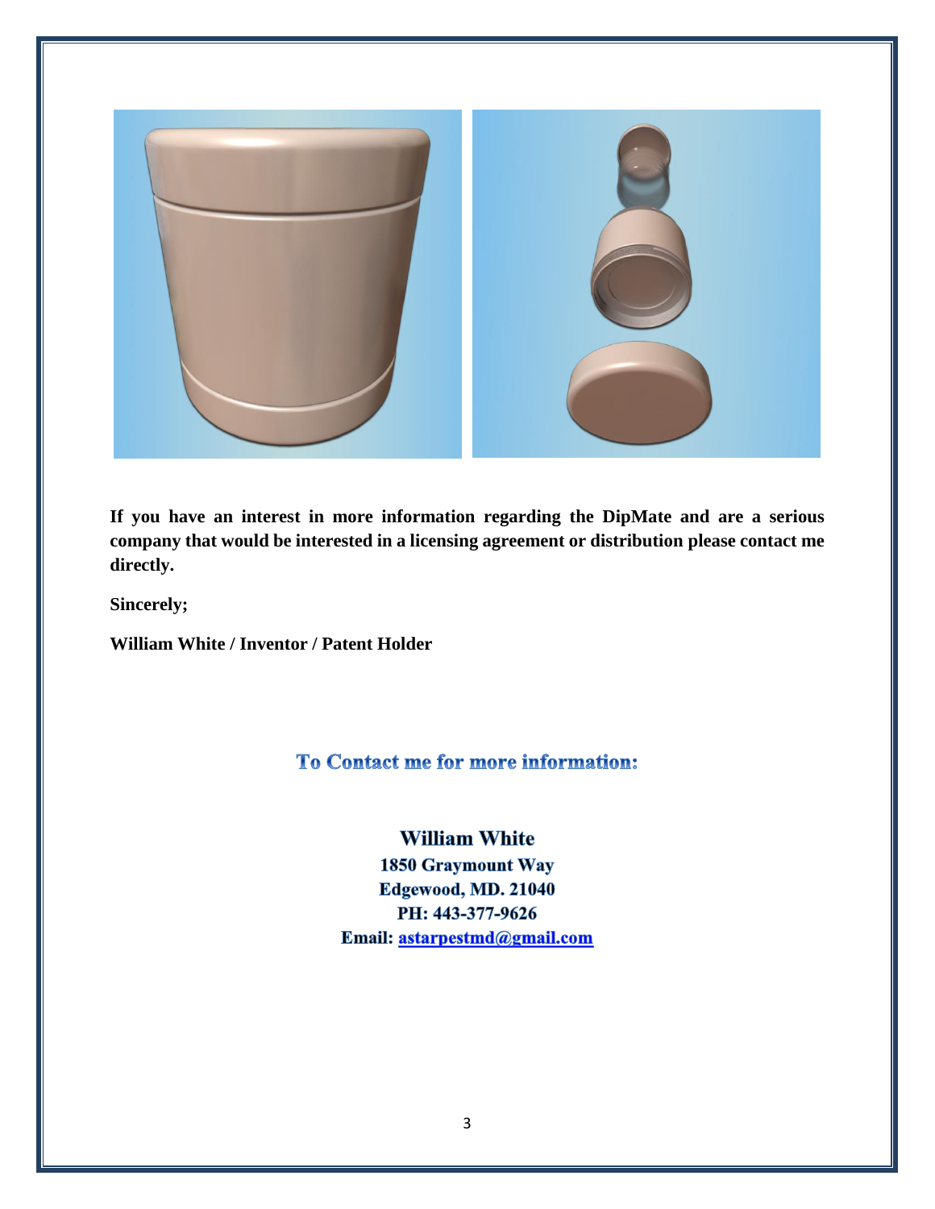**If you have an interest in more information regarding the DipMate and are a serious company that would be interested in a licensing agreement or distribution please contact me directly.**

**Sincerely;**

**William White / Inventor / Patent Holder**

## To Contact me for more information:

**William White**
**1850 Graymount Way**
**Edgewood, MD. 21040**
**PH: 443-377-9626**
**Email: astarpestmd@gmail.com**